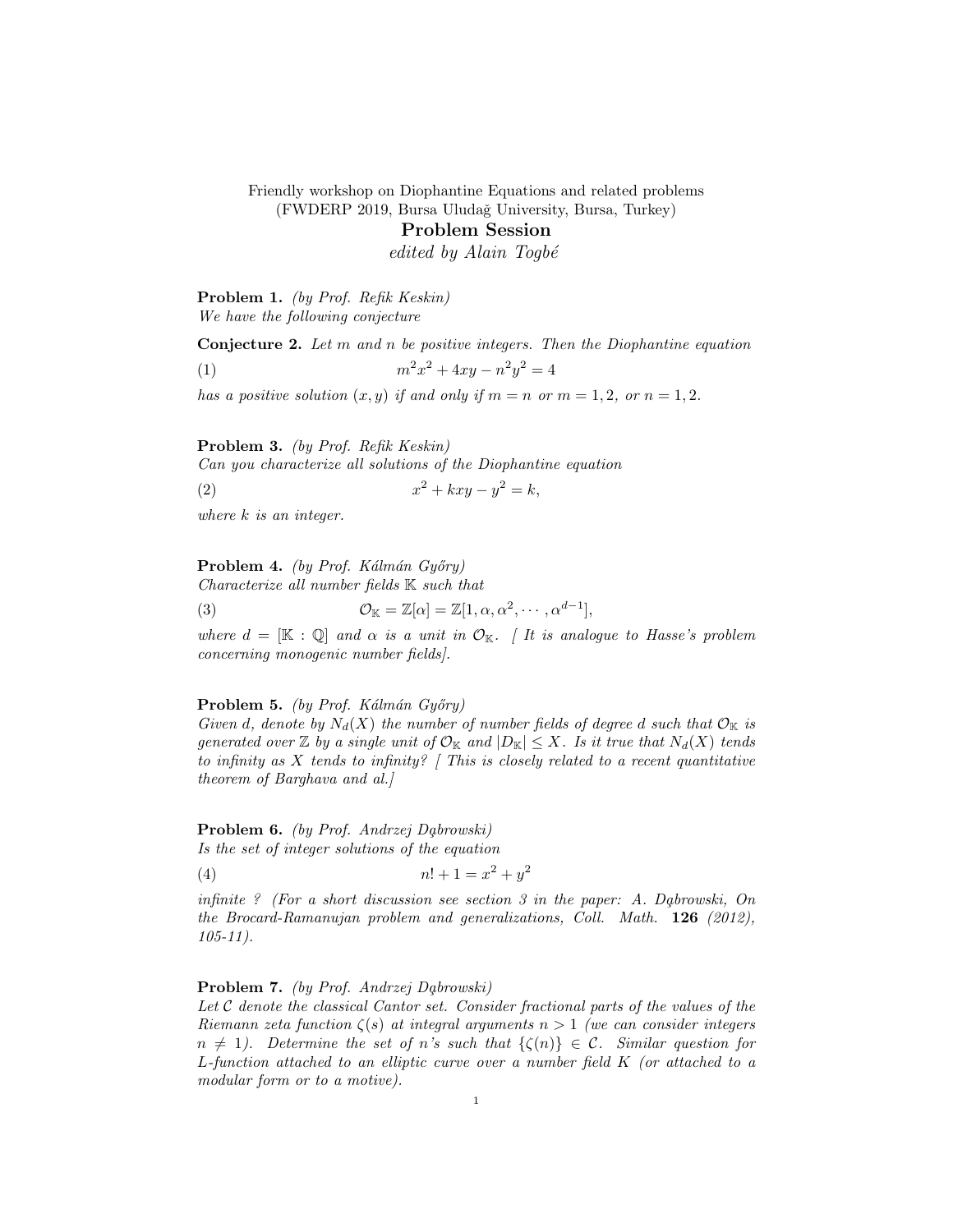Friendly workshop on Diophantine Equations and related problems
(FWDERP 2019, Bursa Uludağ University, Bursa, Turkey)

# Problem Session

*edited by Alain Togbé*

**Problem 1.** *(by Prof. Refik Keskin)*
*We have the following conjecture*

**Conjecture 2.** *Let $m$ and $n$ be positive integers. Then the Diophantine equation*

$$m^2x^2 + 4xy - n^2y^2 = 4 \tag{1}$$

*has a positive solution $(x, y)$ if and only if $m = n$ or $m = 1, 2$, or $n = 1, 2$.*

**Problem 3.** *(by Prof. Refik Keskin)*
*Can you characterize all solutions of the Diophantine equation*

$$x^2 + kxy - y^2 = k, \tag{2}$$

*where $k$ is an integer.*

**Problem 4.** *(by Prof. Kálmán Győry)*
*Characterize all number fields $\mathbb{K}$ such that*

$$\mathcal{O}_{\mathbb{K}} = \mathbb{Z}[\alpha] = \mathbb{Z}[1, \alpha, \alpha^2, \cdots, \alpha^{d-1}], \tag{3}$$

*where $d = [\mathbb{K} : \mathbb{Q}]$ and $\alpha$ is a unit in $\mathcal{O}_{\mathbb{K}}$. [ It is analogue to Hasse's problem concerning monogenic number fields].*

**Problem 5.** *(by Prof. Kálmán Győry)*
*Given $d$, denote by $N_d(X)$ the number of number fields of degree $d$ such that $\mathcal{O}_{\mathbb{K}}$ is generated over $\mathbb{Z}$ by a single unit of $\mathcal{O}_{\mathbb{K}}$ and $|D_{\mathbb{K}}| \leq X$. Is it true that $N_d(X)$ tends to infinity as $X$ tends to infinity? [ This is closely related to a recent quantitative theorem of Barghava and al.]*

**Problem 6.** *(by Prof. Andrzej Dąbrowski)*
*Is the set of integer solutions of the equation*

$$n! + 1 = x^2 + y^2 \tag{4}$$

*infinite ? (For a short discussion see section 3 in the paper: A. Dąbrowski, On the Brocard-Ramanujan problem and generalizations, Coll. Math.* **126** *(2012), 105-11).*

**Problem 7.** *(by Prof. Andrzej Dąbrowski)*
*Let $\mathcal{C}$ denote the classical Cantor set. Consider fractional parts of the values of the Riemann zeta function $\zeta(s)$ at integral arguments $n > 1$ (we can consider integers $n \neq 1$). Determine the set of $n$'s such that $\{\zeta(n)\} \in \mathcal{C}$. Similar question for L-function attached to an elliptic curve over a number field $K$ (or attached to a modular form or to a motive).*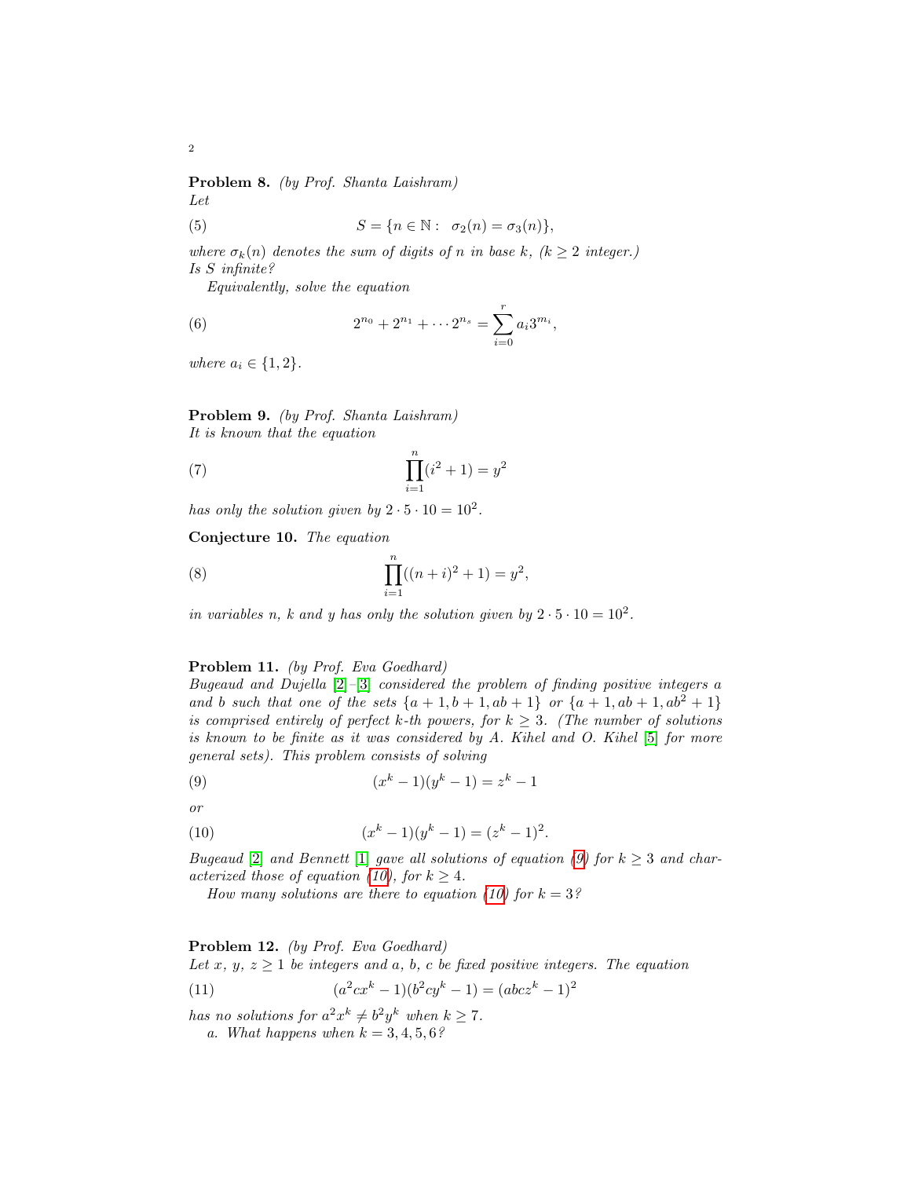**Problem 8.** *(by Prof. Shanta Laishram)*
*Let*

$$S = \{n \in \mathbb{N} : \ \sigma_2(n) = \sigma_3(n)\}, \tag{5}$$

*where $\sigma_k(n)$ denotes the sum of digits of $n$ in base $k$, ($k \geq 2$ integer.)*
*Is $S$ infinite?*

*Equivalently, solve the equation*

$$2^{n_0} + 2^{n_1} + \cdots 2^{n_s} = \sum_{i=0}^{r} a_i 3^{m_i}, \tag{6}$$

*where $a_i \in \{1, 2\}$.*

**Problem 9.** *(by Prof. Shanta Laishram)*
*It is known that the equation*

$$\prod_{i=1}^{n} (i^2 + 1) = y^2 \tag{7}$$

*has only the solution given by $2 \cdot 5 \cdot 10 = 10^2$.*

**Conjecture 10.** *The equation*

$$\prod_{i=1}^{n} ((n+i)^2 + 1) = y^2, \tag{8}$$

*in variables $n$, $k$ and $y$ has only the solution given by $2 \cdot 5 \cdot 10 = 10^2$.*

**Problem 11.** *(by Prof. Eva Goedhard)*
*Bugeaud and Dujella [2]–[3] considered the problem of finding positive integers $a$ and $b$ such that one of the sets $\{a+1, b+1, ab+1\}$ or $\{a+1, ab+1, ab^2+1\}$ is comprised entirely of perfect $k$-th powers, for $k \geq 3$. (The number of solutions is known to be finite as it was considered by A. Kihel and O. Kihel [5] for more general sets). This problem consists of solving*

$$(x^k - 1)(y^k - 1) = z^k - 1 \tag{9}$$

*or*

$$(x^k - 1)(y^k - 1) = (z^k - 1)^2. \tag{10}$$

*Bugeaud [2] and Bennett [1] gave all solutions of equation (9) for $k \geq 3$ and characterized those of equation (10), for $k \geq 4$.*

*How many solutions are there to equation (10) for $k = 3$?*

**Problem 12.** *(by Prof. Eva Goedhard)*
*Let $x$, $y$, $z \geq 1$ be integers and $a$, $b$, $c$ be fixed positive integers. The equation*

$$(a^2cx^k - 1)(b^2cy^k - 1) = (abcz^k - 1)^2 \tag{11}$$

*has no solutions for $a^2x^k \neq b^2y^k$ when $k \geq 7$.*

*a. What happens when $k = 3, 4, 5, 6$?*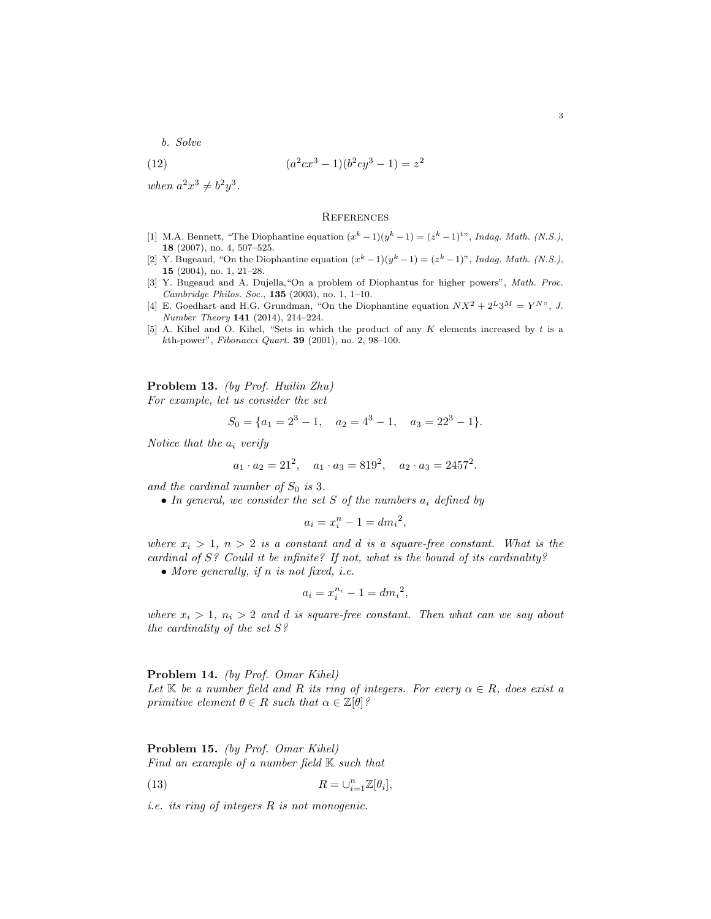*b. Solve*

$$(a^2cx^3 - 1)(b^2cy^3 - 1) = z^2 \tag{12}$$

*when* $a^2x^3 \neq b^2y^3$.

## References

[1] M.A. Bennett, "The Diophantine equation $(x^k - 1)(y^k - 1) = (z^k - 1)^t$", *Indag. Math. (N.S.)*, **18** (2007), no. 4, 507–525.

[2] Y. Bugeaud, "On the Diophantine equation $(x^k - 1)(y^k - 1) = (z^k - 1)$", *Indag. Math. (N.S.)*, **15** (2004), no. 1, 21–28.

[3] Y. Bugeaud and A. Dujella, "On a problem of Diophantus for higher powers", *Math. Proc. Cambridge Philos. Soc.*, **135** (2003), no. 1, 1–10.

[4] E. Goedhart and H.G. Grundman, "On the Diophantine equation $NX^2 + 2^L3^M = Y^N$", *J. Number Theory* **141** (2014), 214–224.

[5] A. Kihel and O. Kihel, "Sets in which the product of any $K$ elements increased by $t$ is a $k$th-power", *Fibonacci Quart.* **39** (2001), no. 2, 98–100.

**Problem 13.** *(by Prof. Huilin Zhu)*
*For example, let us consider the set*

$$S_0 = \{a_1 = 2^3 - 1, \quad a_2 = 4^3 - 1, \quad a_3 = 22^3 - 1\}.$$

*Notice that the* $a_i$ *verify*

$$a_1 \cdot a_2 = 21^2, \quad a_1 \cdot a_3 = 819^2, \quad a_2 \cdot a_3 = 2457^2.$$

*and the cardinal number of* $S_0$ *is 3.*

- *In general, we consider the set* $S$ *of the numbers* $a_i$ *defined by*

$$a_i = x_i^n - 1 = d{m_i}^2,$$

*where* $x_i > 1$, $n > 2$ *is a constant and* $d$ *is a square-free constant. What is the cardinal of* $S$*? Could it be infinite? If not, what is the bound of its cardinality?*

- *More generally, if* $n$ *is not fixed, i.e.*

$$a_i = x_i^{n_i} - 1 = d{m_i}^2,$$

*where* $x_i > 1$, $n_i > 2$ *and* $d$ *is square-free constant. Then what can we say about the cardinality of the set* $S$*?*

**Problem 14.** *(by Prof. Omar Kihel)*
*Let* $\mathbb{K}$ *be a number field and* $R$ *its ring of integers. For every* $\alpha \in R$*, does exist a primitive element* $\theta \in R$ *such that* $\alpha \in \mathbb{Z}[\theta]$*?*

**Problem 15.** *(by Prof. Omar Kihel)*
*Find an example of a number field* $\mathbb{K}$ *such that*

$$R = \cup_{i=1}^{n} \mathbb{Z}[\theta_i], \tag{13}$$

*i.e. its ring of integers* $R$ *is not monogenic.*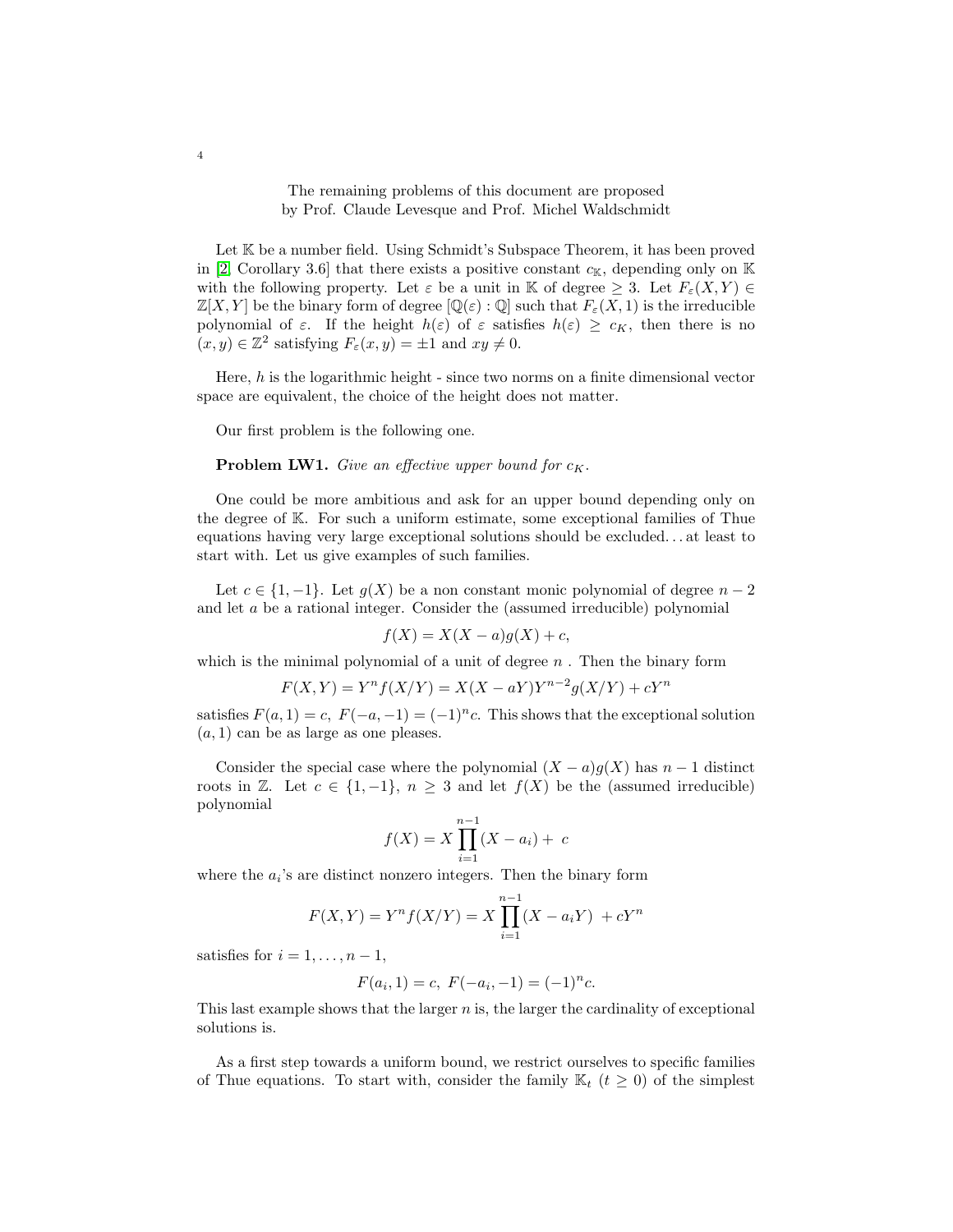The remaining problems of this document are proposed
by Prof. Claude Levesque and Prof. Michel Waldschmidt

Let $\mathbb{K}$ be a number field. Using Schmidt's Subspace Theorem, it has been proved in [2, Corollary 3.6] that there exists a positive constant $c_{\mathbb{K}}$, depending only on $\mathbb{K}$ with the following property. Let $\varepsilon$ be a unit in $\mathbb{K}$ of degree $\geq 3$. Let $F_\varepsilon(X,Y) \in \mathbb{Z}[X,Y]$ be the binary form of degree $[\mathbb{Q}(\varepsilon) : \mathbb{Q}]$ such that $F_\varepsilon(X,1)$ is the irreducible polynomial of $\varepsilon$. If the height $h(\varepsilon)$ of $\varepsilon$ satisfies $h(\varepsilon) \geq c_K$, then there is no $(x,y) \in \mathbb{Z}^2$ satisfying $F_\varepsilon(x,y) = \pm 1$ and $xy \neq 0$.

Here, $h$ is the logarithmic height - since two norms on a finite dimensional vector space are equivalent, the choice of the height does not matter.

Our first problem is the following one.

**Problem LW1.** *Give an effective upper bound for $c_K$.*

One could be more ambitious and ask for an upper bound depending only on the degree of $\mathbb{K}$. For such a uniform estimate, some exceptional families of Thue equations having very large exceptional solutions should be excluded... at least to start with. Let us give examples of such families.

Let $c \in \{1, -1\}$. Let $g(X)$ be a non constant monic polynomial of degree $n-2$ and let $a$ be a rational integer. Consider the (assumed irreducible) polynomial

$$f(X) = X(X-a)g(X) + c,$$

which is the minimal polynomial of a unit of degree $n$ . Then the binary form

$$F(X,Y) = Y^n f(X/Y) = X(X-aY)Y^{n-2}g(X/Y) + cY^n$$

satisfies $F(a,1) = c,\ F(-a,-1) = (-1)^n c$. This shows that the exceptional solution $(a,1)$ can be as large as one pleases.

Consider the special case where the polynomial $(X-a)g(X)$ has $n-1$ distinct roots in $\mathbb{Z}$. Let $c \in \{1, -1\}$, $n \geq 3$ and let $f(X)$ be the (assumed irreducible) polynomial

$$f(X) = X\prod_{i=1}^{n-1}(X-a_i) + \ c$$

where the $a_i$'s are distinct nonzero integers. Then the binary form

$$F(X,Y) = Y^n f(X/Y) = X\prod_{i=1}^{n-1}(X-a_iY) \ + cY^n$$

satisfies for $i = 1, \ldots, n-1$,

$$F(a_i,1) = c,\ F(-a_i,-1) = (-1)^n c.$$

This last example shows that the larger $n$ is, the larger the cardinality of exceptional solutions is.

As a first step towards a uniform bound, we restrict ourselves to specific families of Thue equations. To start with, consider the family $\mathbb{K}_t$ $(t \geq 0)$ of the simplest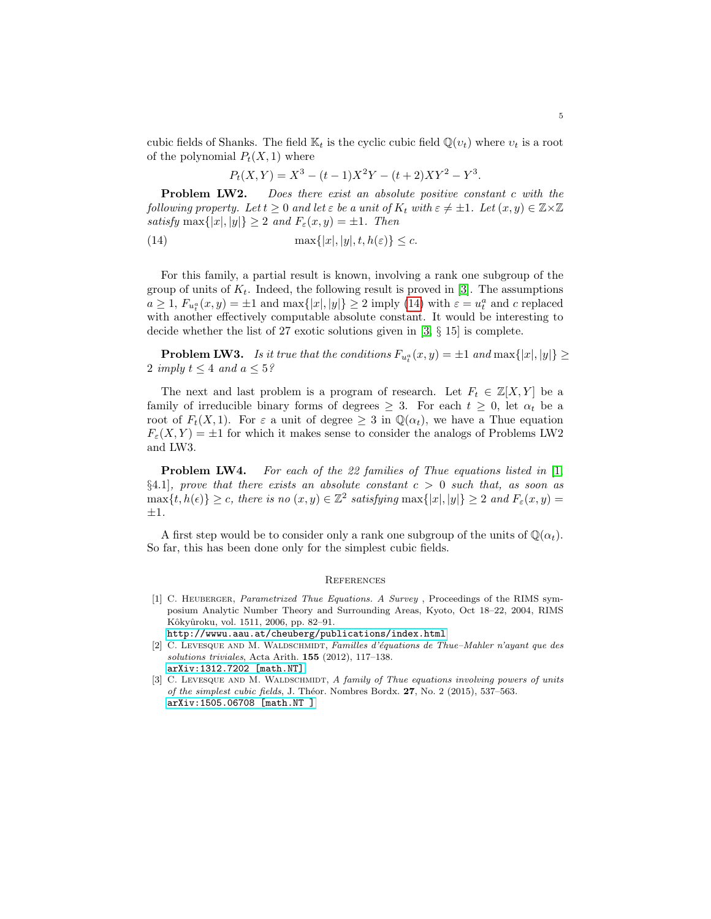cubic fields of Shanks. The field $\mathbb{K}_t$ is the cyclic cubic field $\mathbb{Q}(\upsilon_t)$ where $\upsilon_t$ is a root of the polynomial $P_t(X,1)$ where

$$P_t(X,Y) = X^3 - (t-1)X^2Y - (t+2)XY^2 - Y^3.$$

**Problem LW2.** *Does there exist an absolute positive constant $c$ with the following property. Let $t \geq 0$ and let $\varepsilon$ be a unit of $K_t$ with $\varepsilon \neq \pm 1$. Let $(x,y) \in \mathbb{Z}\times\mathbb{Z}$ satisfy $\max\{|x|,|y|\} \geq 2$ and $F_\varepsilon(x,y) = \pm 1$. Then*

$$\max\{|x|,|y|,t,h(\varepsilon)\} \leq c. \tag{14}$$

For this family, a partial result is known, involving a rank one subgroup of the group of units of $K_t$. Indeed, the following result is proved in [3]. The assumptions $a \geq 1$, $F_{u_t^a}(x,y) = \pm 1$ and $\max\{|x|,|y|\} \geq 2$ imply (14) with $\varepsilon = u_t^a$ and $c$ replaced with another effectively computable absolute constant. It would be interesting to decide whether the list of 27 exotic solutions given in [3, § 15] is complete.

**Problem LW3.** *Is it true that the conditions $F_{u_t^a}(x,y) = \pm 1$ and $\max\{|x|,|y|\} \geq 2$ imply $t \leq 4$ and $a \leq 5$?*

The next and last problem is a program of research. Let $F_t \in \mathbb{Z}[X,Y]$ be a family of irreducible binary forms of degrees $\geq 3$. For each $t \geq 0$, let $\alpha_t$ be a root of $F_t(X,1)$. For $\varepsilon$ a unit of degree $\geq 3$ in $\mathbb{Q}(\alpha_t)$, we have a Thue equation $F_\varepsilon(X,Y) = \pm 1$ for which it makes sense to consider the analogs of Problems LW2 and LW3.

**Problem LW4.** *For each of the 22 families of Thue equations listed in [1, §4.1], prove that there exists an absolute constant $c > 0$ such that, as soon as $\max\{t, h(\epsilon)\} \geq c$, there is no $(x,y) \in \mathbb{Z}^2$ satisfying $\max\{|x|,|y|\} \geq 2$ and $F_\varepsilon(x,y) = \pm 1$.*

A first step would be to consider only a rank one subgroup of the units of $\mathbb{Q}(\alpha_t)$. So far, this has been done only for the simplest cubic fields.

## References

[1] C. Heuberger, *Parametrized Thue Equations. A Survey* , Proceedings of the RIMS symposium Analytic Number Theory and Surrounding Areas, Kyoto, Oct 18–22, 2004, RIMS Kôkyûroku, vol. 1511, 2006, pp. 82–91.
http://wwwu.aau.at/cheuberg/publications/index.html

[2] C. Levesque and M. Waldschmidt, *Familles d'équations de Thue–Mahler n'ayant que des solutions triviales*, Acta Arith. **155** (2012), 117–138.
arXiv:1312.7202 [math.NT]

[3] C. Levesque and M. Waldschmidt, *A family of Thue equations involving powers of units of the simplest cubic fields*, J. Théor. Nombres Bordx. **27**, No. 2 (2015), 537–563.
arXiv:1505.06708 [math.NT ]